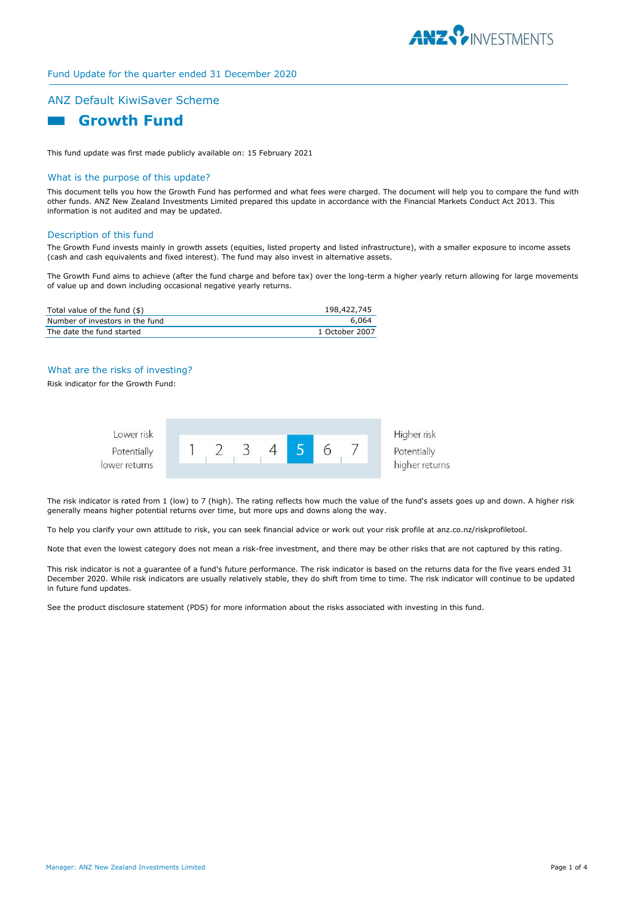Fund Update for the quarter ended 31 December 2020

## ANZ Default KiwiSaver Scheme

# Growth Fund

This fund update was first made publicly available on: 15 February 2021

## What is the purpose of this update?

This document tells you how the Growth Fund has performed and what fees were charged. The document will help you to compare the fund with other funds. ANZ New Zealand Investments Limited prepared this update in accordance with the Financial Markets Conduct Act 2013. This information is not audited and may be updated.

## Description of this fund

The Growth Fund invests mainly in growth assets (equities, listed property and listed infrastructure), with a smaller exposure to income assets (cash and cash equivalents and fixed interest). The fund may also invest in alternative assets.

The Growth Fund aims to achieve (after the fund charge and before tax) over the long-term a higher yearly return allowing for large movements of value up and down including occasional negative yearly returns.

| | |
|---|---|
| Total value of the fund ($) | 198,422,745 |
| Number of investors in the fund | 6,064 |
| The date the fund started | 1 October 2007 |

## What are the risks of investing?

Risk indicator for the Growth Fund:

| Lower risk<br>Potentially lower returns | 1 | 2 | 3 | 4 | **5** | 6 | 7 | Higher risk<br>Potentially higher returns |
|---|---|---|---|---|---|---|---|---|

The risk indicator is rated from 1 (low) to 7 (high). The rating reflects how much the value of the fund's assets goes up and down. A higher risk generally means higher potential returns over time, but more ups and downs along the way.

To help you clarify your own attitude to risk, you can seek financial advice or work out your risk profile at anz.co.nz/riskprofiletool.

Note that even the lowest category does not mean a risk-free investment, and there may be other risks that are not captured by this rating.

This risk indicator is not a guarantee of a fund's future performance. The risk indicator is based on the returns data for the five years ended 31 December 2020. While risk indicators are usually relatively stable, they do shift from time to time. The risk indicator will continue to be updated in future fund updates.

See the product disclosure statement (PDS) for more information about the risks associated with investing in this fund.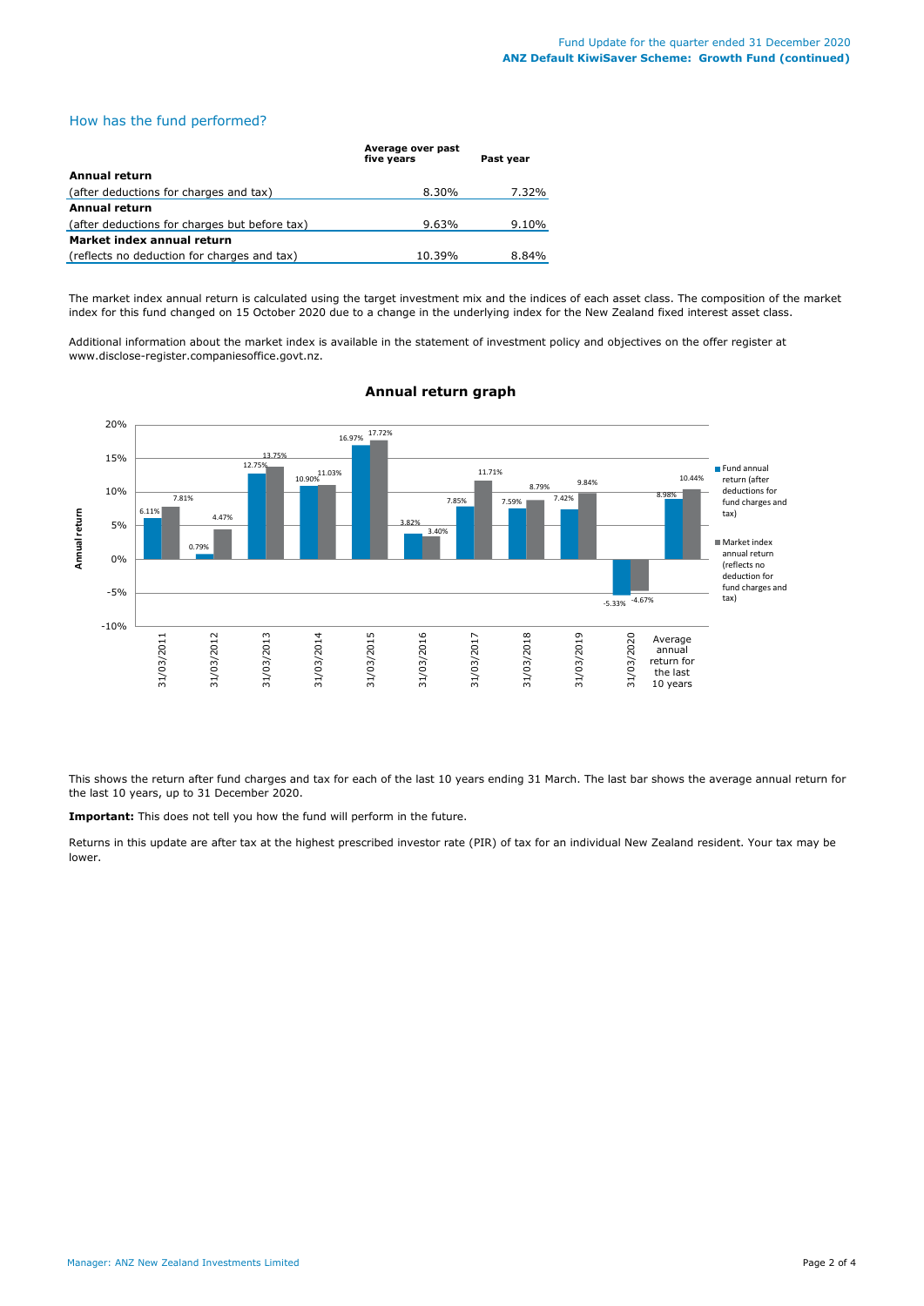## How has the fund performed?

| | Average over past five years | Past year |
|---|---|---|
| **Annual return** | | |
| (after deductions for charges and tax) | 8.30% | 7.32% |
| **Annual return** | | |
| (after deductions for charges but before tax) | 9.63% | 9.10% |
| **Market index annual return** | | |
| (reflects no deduction for charges and tax) | 10.39% | 8.84% |

The market index annual return is calculated using the target investment mix and the indices of each asset class. The composition of the market index for this fund changed on 15 October 2020 due to a change in the underlying index for the New Zealand fixed interest asset class.

Additional information about the market index is available in the statement of investment policy and objectives on the offer register at www.disclose-register.companiesoffice.govt.nz.

### Annual return graph

| | Fund annual return (after deductions for fund charges and tax) | Market index annual return (reflects no deduction for fund charges and tax) |
|---|---|---|
| 31/03/2011 | 6.11% | 7.81% |
| 31/03/2012 | 0.79% | 4.47% |
| 31/03/2013 | 12.75% | 13.75% |
| 31/03/2014 | 10.90% | 11.03% |
| 31/03/2015 | 16.97% | 17.72% |
| 31/03/2016 | 3.82% | 3.40% |
| 31/03/2017 | 7.85% | 11.71% |
| 31/03/2018 | 7.59% | 8.79% |
| 31/03/2019 | 7.42% | 9.84% |
| 31/03/2020 | -5.33% | -4.67% |
| Average annual return for the last 10 years | 8.98% | 10.44% |

This shows the return after fund charges and tax for each of the last 10 years ending 31 March. The last bar shows the average annual return for the last 10 years, up to 31 December 2020.

**Important:** This does not tell you how the fund will perform in the future.

Returns in this update are after tax at the highest prescribed investor rate (PIR) of tax for an individual New Zealand resident. Your tax may be lower.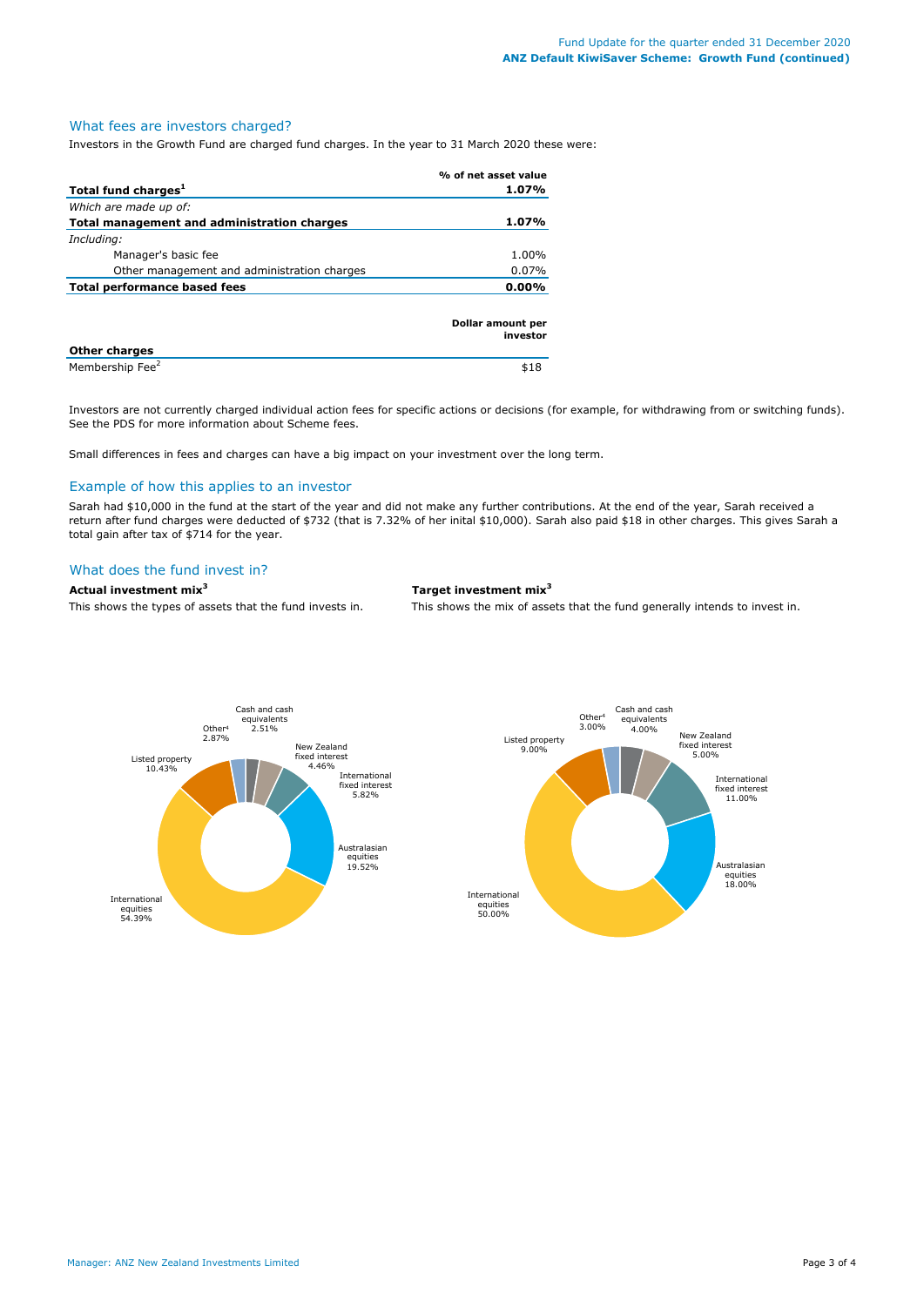## What fees are investors charged?

Investors in the Growth Fund are charged fund charges. In the year to 31 March 2020 these were:

| | % of net asset value |
|---|---|
| **Total fund charges**[1] | **1.07%** |
| *Which are made up of:* | |
| **Total management and administration charges** | **1.07%** |
| *Including:* | |
| Manager's basic fee | 1.00% |
| Other management and administration charges | 0.07% |
| **Total performance based fees** | **0.00%** |

| | Dollar amount per investor |
|---|---|
| **Other charges** | |
| Membership Fee[2] | $18 |

Investors are not currently charged individual action fees for specific actions or decisions (for example, for withdrawing from or switching funds). See the PDS for more information about Scheme fees.

Small differences in fees and charges can have a big impact on your investment over the long term.

## Example of how this applies to an investor

Sarah had $10,000 in the fund at the start of the year and did not make any further contributions. At the end of the year, Sarah received a return after fund charges were deducted of $732 (that is 7.32% of her inital $10,000). Sarah also paid $18 in other charges. This gives Sarah a total gain after tax of $714 for the year.

## What does the fund invest in?

**Actual investment mix**[3]

This shows the types of assets that the fund invests in.

| Asset | % |
|---|---|
| Cash and cash equivalents | 2.51% |
| New Zealand fixed interest | 4.46% |
| International fixed interest | 5.82% |
| Australasian equities | 19.52% |
| International equities | 54.39% |
| Listed property | 10.43% |
| Other[4] | 2.87% |

**Target investment mix**[3]

This shows the mix of assets that the fund generally intends to invest in.

| Asset | % |
|---|---|
| Cash and cash equivalents | 4.00% |
| New Zealand fixed interest | 5.00% |
| International fixed interest | 11.00% |
| Australasian equities | 18.00% |
| International equities | 50.00% |
| Listed property | 9.00% |
| Other[4] | 3.00% |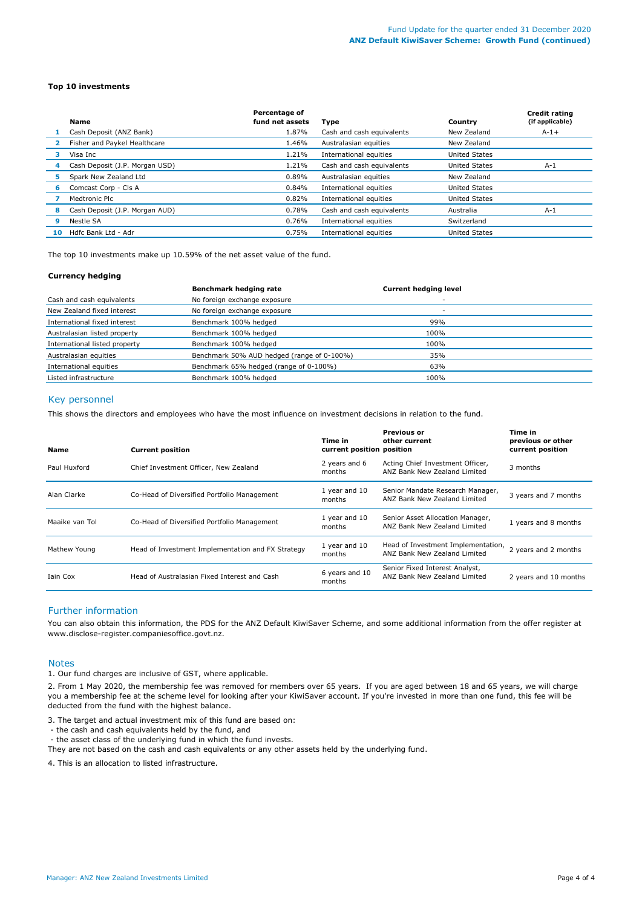### Top 10 investments

| | Name | Percentage of fund net assets | Type | Country | Credit rating (if applicable) |
|---|---|---|---|---|---|
| 1 | Cash Deposit (ANZ Bank) | 1.87% | Cash and cash equivalents | New Zealand | A-1+ |
| 2 | Fisher and Paykel Healthcare | 1.46% | Australasian equities | New Zealand | |
| 3 | Visa Inc | 1.21% | International equities | United States | |
| 4 | Cash Deposit (J.P. Morgan USD) | 1.21% | Cash and cash equivalents | United States | A-1 |
| 5 | Spark New Zealand Ltd | 0.89% | Australasian equities | New Zealand | |
| 6 | Comcast Corp - Cls A | 0.84% | International equities | United States | |
| 7 | Medtronic Plc | 0.82% | International equities | United States | |
| 8 | Cash Deposit (J.P. Morgan AUD) | 0.78% | Cash and cash equivalents | Australia | A-1 |
| 9 | Nestle SA | 0.76% | International equities | Switzerland | |
| 10 | Hdfc Bank Ltd - Adr | 0.75% | International equities | United States | |

The top 10 investments make up 10.59% of the net asset value of the fund.

### Currency hedging

| | Benchmark hedging rate | Current hedging level |
|---|---|---|
| Cash and cash equivalents | No foreign exchange exposure | - |
| New Zealand fixed interest | No foreign exchange exposure | - |
| International fixed interest | Benchmark 100% hedged | 99% |
| Australasian listed property | Benchmark 100% hedged | 100% |
| International listed property | Benchmark 100% hedged | 100% |
| Australasian equities | Benchmark 50% AUD hedged (range of 0-100%) | 35% |
| International equities | Benchmark 65% hedged (range of 0-100%) | 63% |
| Listed infrastructure | Benchmark 100% hedged | 100% |

## Key personnel

This shows the directors and employees who have the most influence on investment decisions in relation to the fund.

| Name | Current position | Time in current position | Previous or other current position | Time in previous or other current position |
|---|---|---|---|---|
| Paul Huxford | Chief Investment Officer, New Zealand | 2 years and 6 months | Acting Chief Investment Officer, ANZ Bank New Zealand Limited | 3 months |
| Alan Clarke | Co-Head of Diversified Portfolio Management | 1 year and 10 months | Senior Mandate Research Manager, ANZ Bank New Zealand Limited | 3 years and 7 months |
| Maaike van Tol | Co-Head of Diversified Portfolio Management | 1 year and 10 months | Senior Asset Allocation Manager, ANZ Bank New Zealand Limited | 1 years and 8 months |
| Mathew Young | Head of Investment Implementation and FX Strategy | 1 year and 10 months | Head of Investment Implementation, ANZ Bank New Zealand Limited | 2 years and 2 months |
| Iain Cox | Head of Australasian Fixed Interest and Cash | 6 years and 10 months | Senior Fixed Interest Analyst, ANZ Bank New Zealand Limited | 2 years and 10 months |

## Further information

You can also obtain this information, the PDS for the ANZ Default KiwiSaver Scheme, and some additional information from the offer register at www.disclose-register.companiesoffice.govt.nz.

## Notes

1. Our fund charges are inclusive of GST, where applicable.

2. From 1 May 2020, the membership fee was removed for members over 65 years. If you are aged between 18 and 65 years, we will charge you a membership fee at the scheme level for looking after your KiwiSaver account. If you're invested in more than one fund, this fee will be deducted from the fund with the highest balance.

3. The target and actual investment mix of this fund are based on:
 - the cash and cash equivalents held by the fund, and
 - the asset class of the underlying fund in which the fund invests.
They are not based on the cash and cash equivalents or any other assets held by the underlying fund.

4. This is an allocation to listed infrastructure.